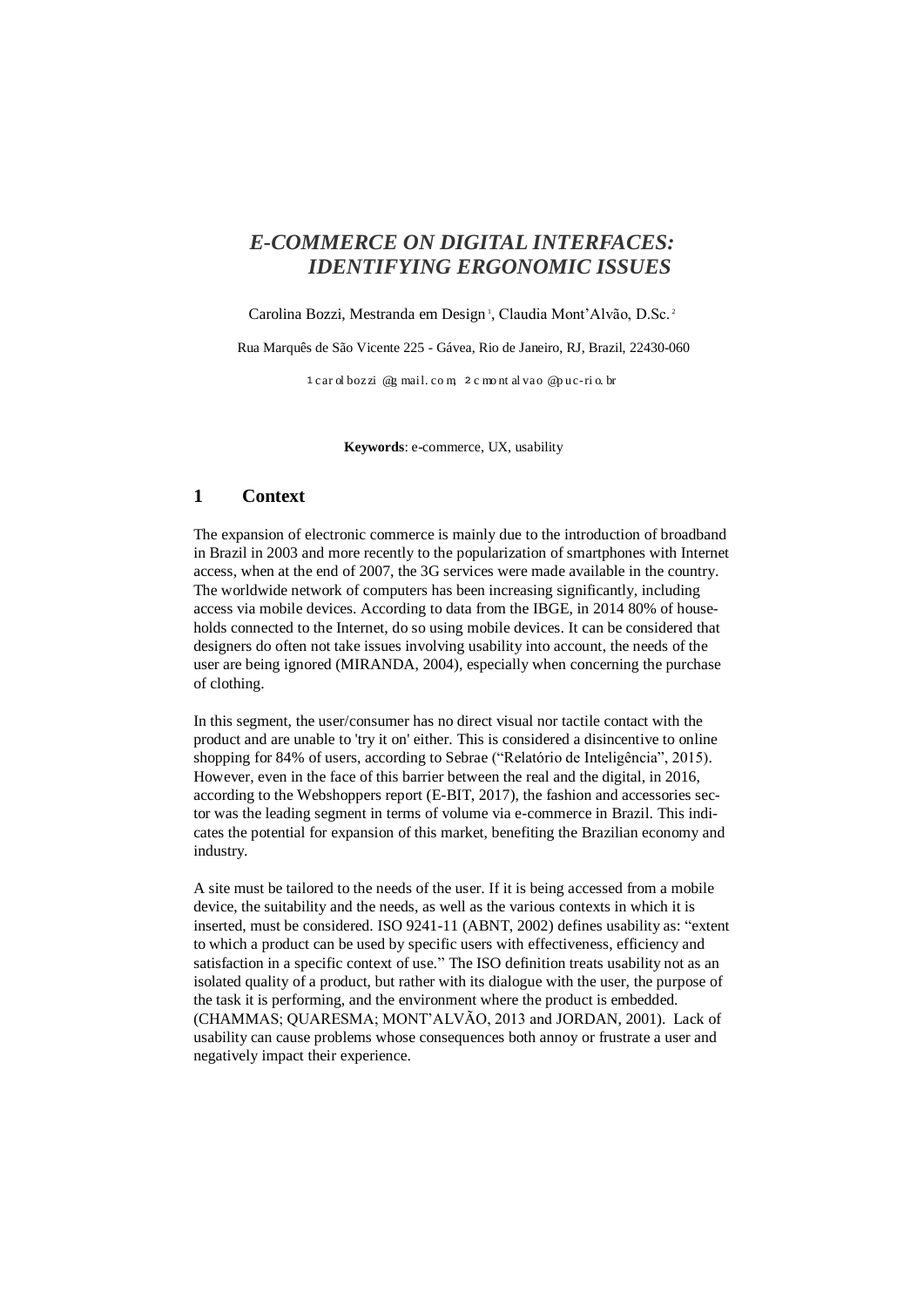# *E-COMMERCE ON DIGITAL INTERFACES: IDENTIFYING ERGONOMIC ISSUES*

Carolina Bozzi, Mestranda em Design [1], Claudia Mont'Alvão, D.Sc. [2]

Rua Marquês de São Vicente 225 - Gávea, Rio de Janeiro, RJ, Brazil, 22430-060

[1] carolbozzi@gmail.com, [2] cmontalvao@puc-rio.br

**Keywords**: e-commerce, UX, usability

## 1 Context

The expansion of electronic commerce is mainly due to the introduction of broadband in Brazil in 2003 and more recently to the popularization of smartphones with Internet access, when at the end of 2007, the 3G services were made available in the country. The worldwide network of computers has been increasing significantly, including access via mobile devices. According to data from the IBGE, in 2014 80% of households connected to the Internet, do so using mobile devices. It can be considered that designers do often not take issues involving usability into account, the needs of the user are being ignored (MIRANDA, 2004), especially when concerning the purchase of clothing.

In this segment, the user/consumer has no direct visual nor tactile contact with the product and are unable to 'try it on' either. This is considered a disincentive to online shopping for 84% of users, according to Sebrae ("Relatório de Inteligência", 2015). However, even in the face of this barrier between the real and the digital, in 2016, according to the Webshoppers report (E-BIT, 2017), the fashion and accessories sector was the leading segment in terms of volume via e-commerce in Brazil. This indicates the potential for expansion of this market, benefiting the Brazilian economy and industry.

A site must be tailored to the needs of the user. If it is being accessed from a mobile device, the suitability and the needs, as well as the various contexts in which it is inserted, must be considered. ISO 9241-11 (ABNT, 2002) defines usability as: "extent to which a product can be used by specific users with effectiveness, efficiency and satisfaction in a specific context of use." The ISO definition treats usability not as an isolated quality of a product, but rather with its dialogue with the user, the purpose of the task it is performing, and the environment where the product is embedded. (CHAMMAS; QUARESMA; MONT'ALVÃO, 2013 and JORDAN, 2001). Lack of usability can cause problems whose consequences both annoy or frustrate a user and negatively impact their experience.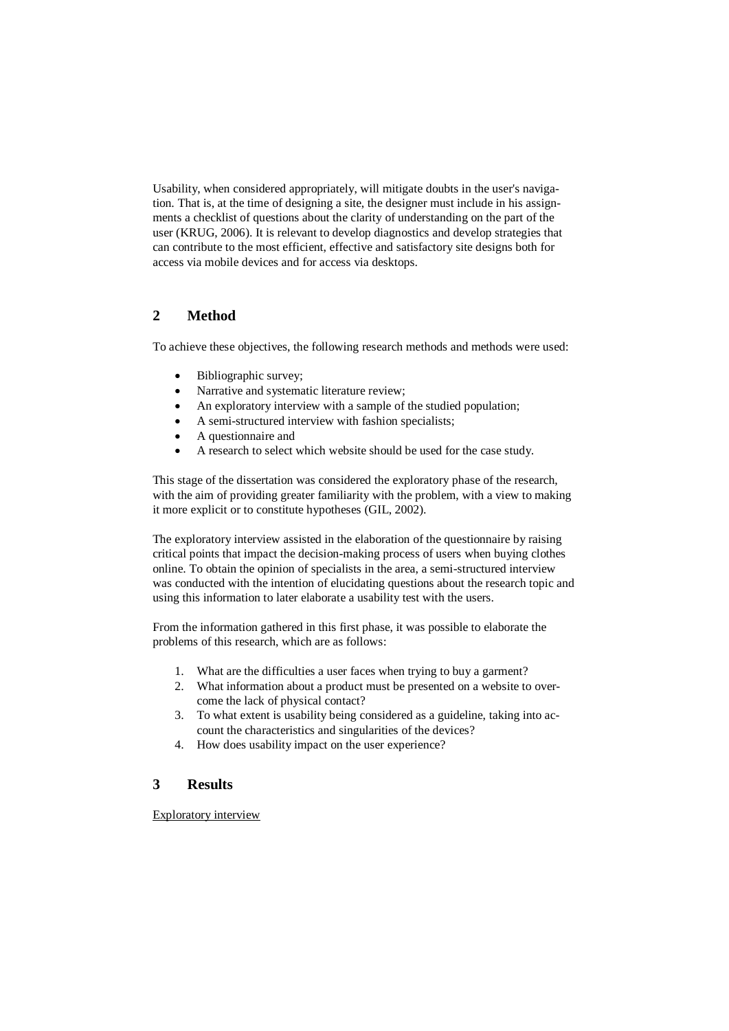Usability, when considered appropriately, will mitigate doubts in the user's navigation. That is, at the time of designing a site, the designer must include in his assignments a checklist of questions about the clarity of understanding on the part of the user (KRUG, 2006). It is relevant to develop diagnostics and develop strategies that can contribute to the most efficient, effective and satisfactory site designs both for access via mobile devices and for access via desktops.

## 2 Method

To achieve these objectives, the following research methods and methods were used:

- Bibliographic survey;
- Narrative and systematic literature review;
- An exploratory interview with a sample of the studied population;
- A semi-structured interview with fashion specialists;
- A questionnaire and
- A research to select which website should be used for the case study.

This stage of the dissertation was considered the exploratory phase of the research, with the aim of providing greater familiarity with the problem, with a view to making it more explicit or to constitute hypotheses (GIL, 2002).

The exploratory interview assisted in the elaboration of the questionnaire by raising critical points that impact the decision-making process of users when buying clothes online. To obtain the opinion of specialists in the area, a semi-structured interview was conducted with the intention of elucidating questions about the research topic and using this information to later elaborate a usability test with the users.

From the information gathered in this first phase, it was possible to elaborate the problems of this research, which are as follows:

1. What are the difficulties a user faces when trying to buy a garment?
2. What information about a product must be presented on a website to overcome the lack of physical contact?
3. To what extent is usability being considered as a guideline, taking into account the characteristics and singularities of the devices?
4. How does usability impact on the user experience?

## 3 Results

<u>Exploratory interview</u>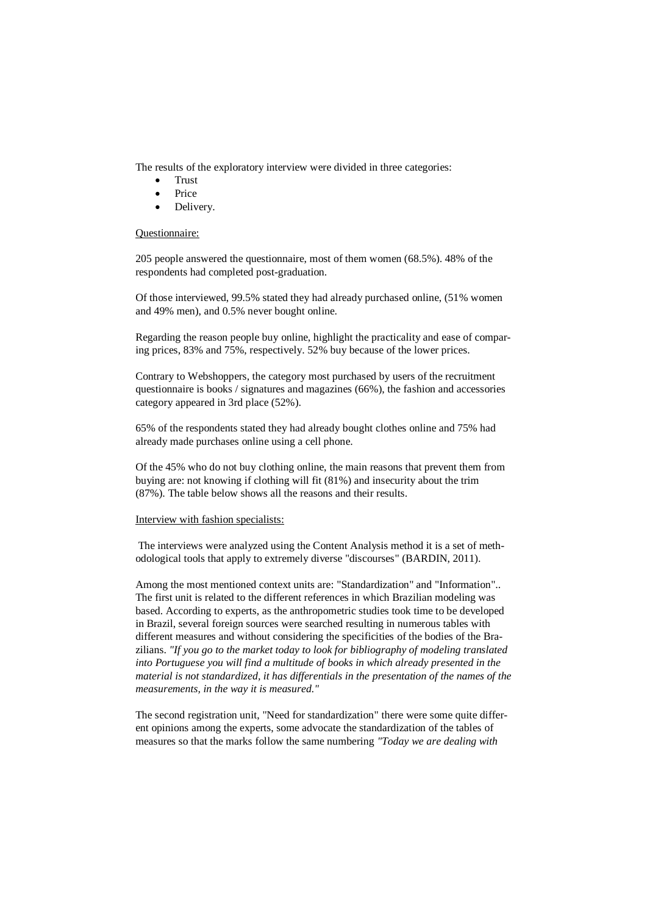The results of the exploratory interview were divided in three categories:

- Trust
- Price
- Delivery.

Questionnaire:

205 people answered the questionnaire, most of them women (68.5%). 48% of the respondents had completed post-graduation.

Of those interviewed, 99.5% stated they had already purchased online, (51% women and 49% men), and 0.5% never bought online.

Regarding the reason people buy online, highlight the practicality and ease of comparing prices, 83% and 75%, respectively. 52% buy because of the lower prices.

Contrary to Webshoppers, the category most purchased by users of the recruitment questionnaire is books / signatures and magazines (66%), the fashion and accessories category appeared in 3rd place (52%).

65% of the respondents stated they had already bought clothes online and 75% had already made purchases online using a cell phone.

Of the 45% who do not buy clothing online, the main reasons that prevent them from buying are: not knowing if clothing will fit (81%) and insecurity about the trim (87%). The table below shows all the reasons and their results.

Interview with fashion specialists:

The interviews were analyzed using the Content Analysis method it is a set of methodological tools that apply to extremely diverse "discourses" (BARDIN, 2011).

Among the most mentioned context units are: "Standardization" and "Information".. The first unit is related to the different references in which Brazilian modeling was based. According to experts, as the anthropometric studies took time to be developed in Brazil, several foreign sources were searched resulting in numerous tables with different measures and without considering the specificities of the bodies of the Brazilians. *"If you go to the market today to look for bibliography of modeling translated into Portuguese you will find a multitude of books in which already presented in the material is not standardized, it has differentials in the presentation of the names of the measurements, in the way it is measured."*

The second registration unit, "Need for standardization" there were some quite different opinions among the experts, some advocate the standardization of the tables of measures so that the marks follow the same numbering *"Today we are dealing with*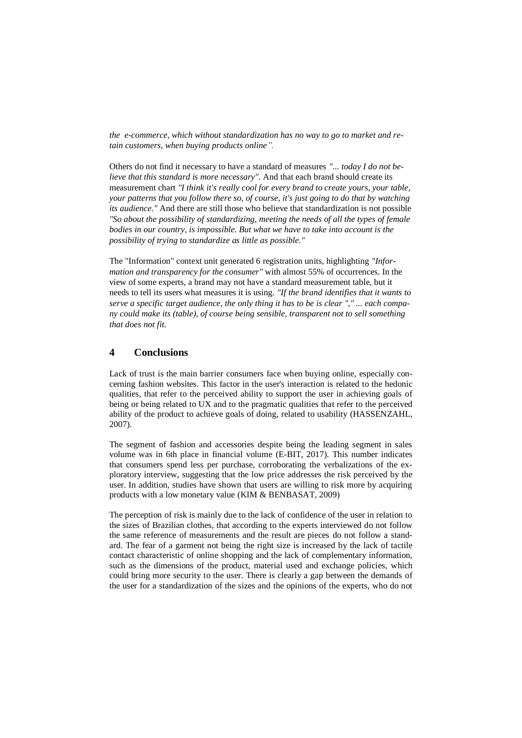*the e-commerce, which without standardization has no way to go to market and retain customers, when buying products online".*

Others do not find it necessary to have a standard of measures *"... today I do not believe that this standard is more necessary".* And that each brand should create its measurement chart *"I think it's really cool for every brand to create yours, your table, your patterns that you follow there so, of course, it's just going to do that by watching its audience."* And there are still those who believe that standardization is not possible *"So about the possibility of standardizing, meeting the needs of all the types of female bodies in our country, is impossible. But what we have to take into account is the possibility of trying to standardize as little as possible."*

The "Information" context unit generated 6 registration units, highlighting *"Information and transparency for the consumer"* with almost 55% of occurrences. In the view of some experts, a brand may not have a standard measurement table, but it needs to tell its users what measures it is using. *"If the brand identifies that it wants to serve a specific target audience, the only thing it has to be is clear "," ... each company could make its (table), of course being sensible, transparent not to sell something that does not fit.*

## 4 Conclusions

Lack of trust is the main barrier consumers face when buying online, especially concerning fashion websites. This factor in the user's interaction is related to the hedonic qualities, that refer to the perceived ability to support the user in achieving goals of being or being related to UX and to the pragmatic qualities that refer to the perceived ability of the product to achieve goals of doing, related to usability (HASSENZAHL, 2007).

The segment of fashion and accessories despite being the leading segment in sales volume was in 6th place in financial volume (E-BIT, 2017). This number indicates that consumers spend less per purchase, corroborating the verbalizations of the exploratory interview, suggesting that the low price addresses the risk perceived by the user. In addition, studies have shown that users are willing to risk more by acquiring products with a low monetary value (KIM & BENBASAT, 2009)

The perception of risk is mainly due to the lack of confidence of the user in relation to the sizes of Brazilian clothes, that according to the experts interviewed do not follow the same reference of measurements and the result are pieces do not follow a standard. The fear of a garment not being the right size is increased by the lack of tactile contact characteristic of online shopping and the lack of complementary information, such as the dimensions of the product, material used and exchange policies, which could bring more security to the user. There is clearly a gap between the demands of the user for a standardization of the sizes and the opinions of the experts, who do not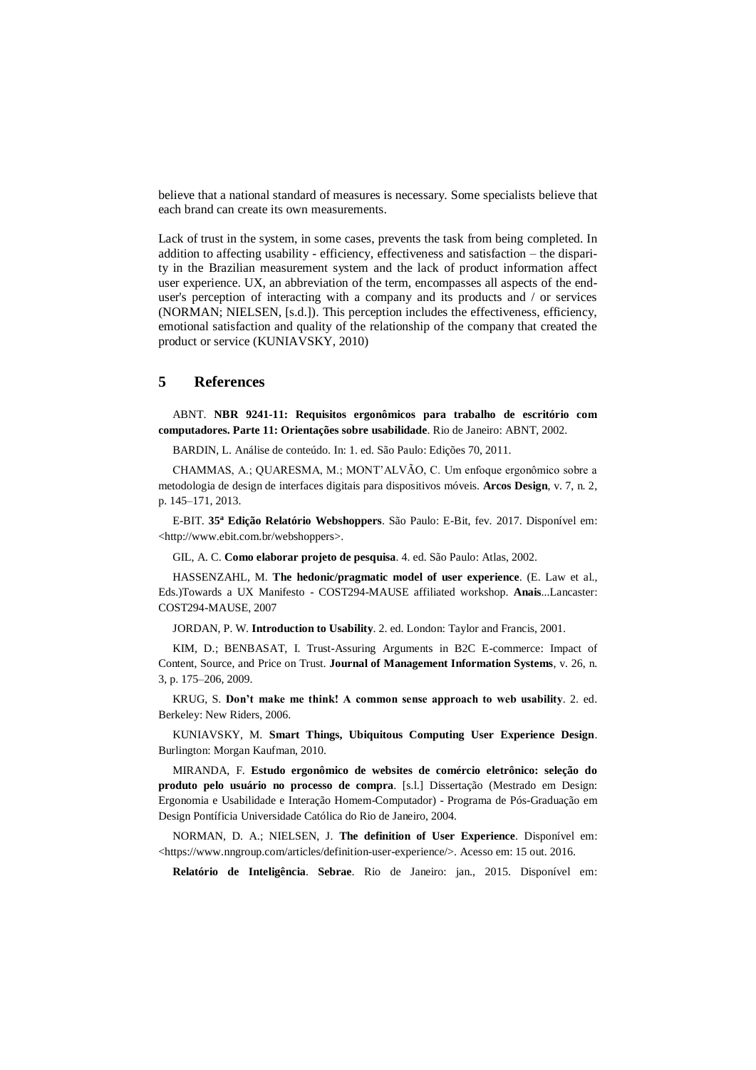believe that a national standard of measures is necessary. Some specialists believe that each brand can create its own measurements.

Lack of trust in the system, in some cases, prevents the task from being completed. In addition to affecting usability - efficiency, effectiveness and satisfaction – the disparity in the Brazilian measurement system and the lack of product information affect user experience. UX, an abbreviation of the term, encompasses all aspects of the end-user's perception of interacting with a company and its products and / or services (NORMAN; NIELSEN, [s.d.]). This perception includes the effectiveness, efficiency, emotional satisfaction and quality of the relationship of the company that created the product or service (KUNIAVSKY, 2010)

## 5 References

ABNT. **NBR 9241-11: Requisitos ergonômicos para trabalho de escritório com computadores. Parte 11: Orientações sobre usabilidade**. Rio de Janeiro: ABNT, 2002.

BARDIN, L. Análise de conteúdo. In: 1. ed. São Paulo: Edições 70, 2011.

CHAMMAS, A.; QUARESMA, M.; MONT'ALVÃO, C. Um enfoque ergonômico sobre a metodologia de design de interfaces digitais para dispositivos móveis. **Arcos Design**, v. 7, n. 2, p. 145–171, 2013.

E-BIT. **35ª Edição Relatório Webshoppers**. São Paulo: E-Bit, fev. 2017. Disponível em: <http://www.ebit.com.br/webshoppers>.

GIL, A. C. **Como elaborar projeto de pesquisa**. 4. ed. São Paulo: Atlas, 2002.

HASSENZAHL, M. **The hedonic/pragmatic model of user experience**. (E. Law et al., Eds.)Towards a UX Manifesto - COST294-MAUSE affiliated workshop. **Anais**...Lancaster: COST294-MAUSE, 2007

JORDAN, P. W. **Introduction to Usability**. 2. ed. London: Taylor and Francis, 2001.

KIM, D.; BENBASAT, I. Trust-Assuring Arguments in B2C E-commerce: Impact of Content, Source, and Price on Trust. **Journal of Management Information Systems**, v. 26, n. 3, p. 175–206, 2009.

KRUG, S. **Don't make me think! A common sense approach to web usability**. 2. ed. Berkeley: New Riders, 2006.

KUNIAVSKY, M. **Smart Things, Ubiquitous Computing User Experience Design**. Burlington: Morgan Kaufman, 2010.

MIRANDA, F. **Estudo ergonômico de websites de comércio eletrônico: seleção do produto pelo usuário no processo de compra**. [s.l.] Dissertação (Mestrado em Design: Ergonomia e Usabilidade e Interação Homem-Computador) - Programa de Pós-Graduação em Design Pontíficia Universidade Católica do Rio de Janeiro, 2004.

NORMAN, D. A.; NIELSEN, J. **The definition of User Experience**. Disponível em: <https://www.nngroup.com/articles/definition-user-experience/>. Acesso em: 15 out. 2016.

**Relatório de Inteligência**. **Sebrae**. Rio de Janeiro: jan., 2015. Disponível em: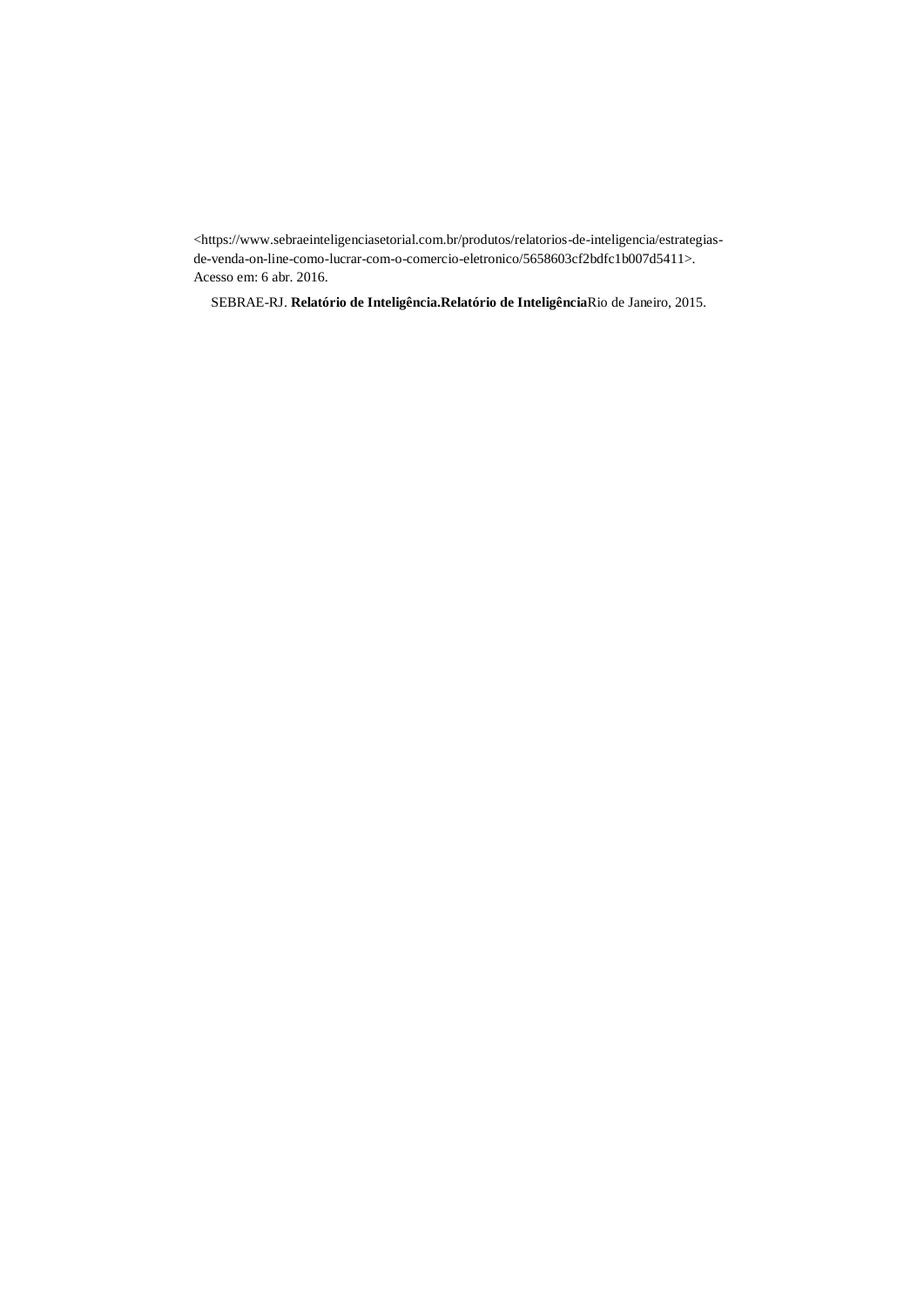<https://www.sebraeinteligenciasetorial.com.br/produtos/relatorios-de-inteligencia/estrategias-de-venda-on-line-como-lucrar-com-o-comercio-eletronico/5658603cf2bdfc1b007d5411>. Acesso em: 6 abr. 2016.

SEBRAE-RJ. **Relatório de Inteligência.Relatório de Inteligência**Rio de Janeiro, 2015.